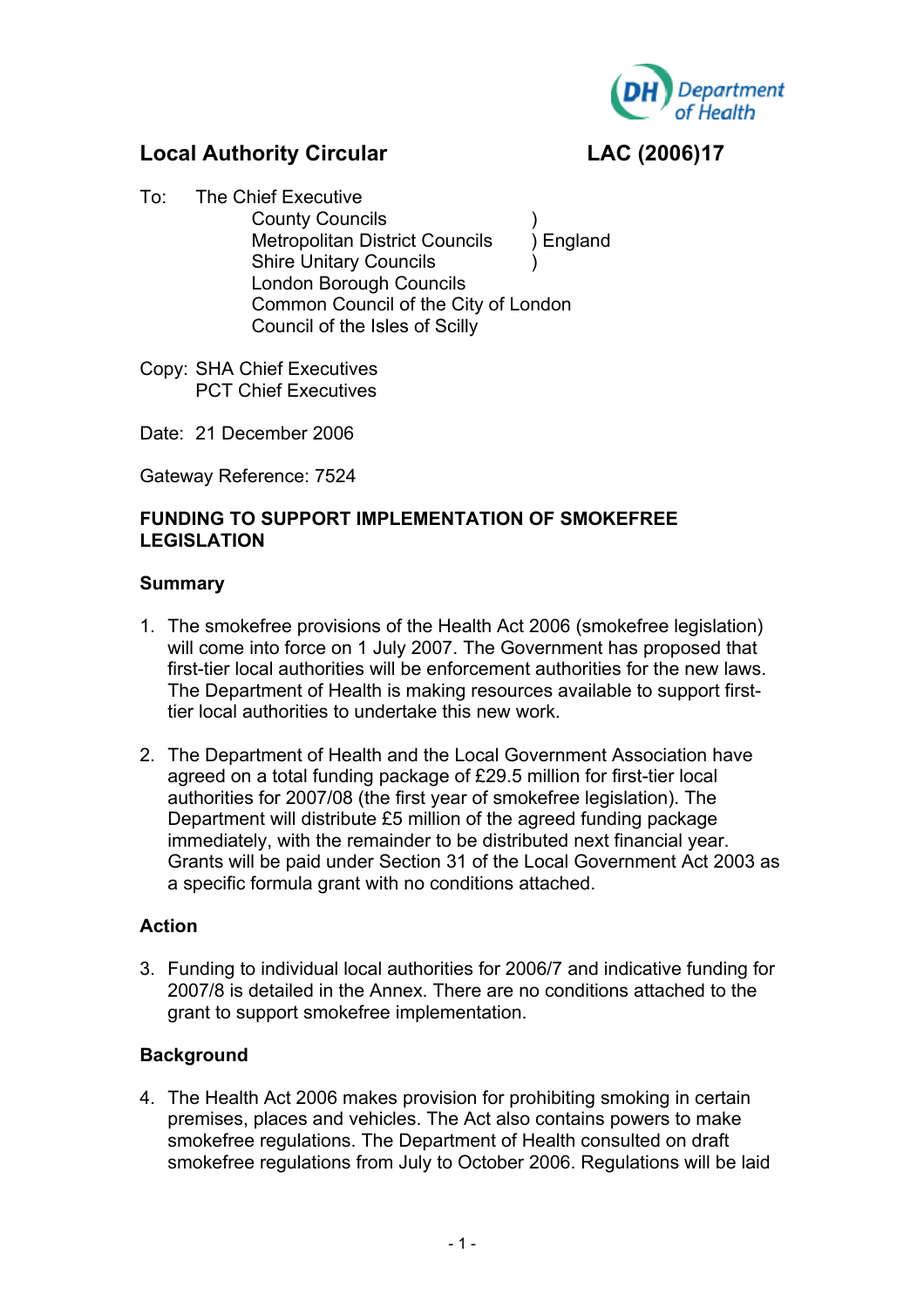Department of Health

**Local Authority Circular** **LAC (2006)17**

To: The Chief Executive

County Councils )
Metropolitan District Councils ) England
Shire Unitary Councils )
London Borough Councils
Common Council of the City of London
Council of the Isles of Scilly

Copy: SHA Chief Executives
PCT Chief Executives

Date: 21 December 2006

Gateway Reference: 7524

**FUNDING TO SUPPORT IMPLEMENTATION OF SMOKEFREE LEGISLATION**

**Summary**

1. The smokefree provisions of the Health Act 2006 (smokefree legislation) will come into force on 1 July 2007. The Government has proposed that first-tier local authorities will be enforcement authorities for the new laws. The Department of Health is making resources available to support first-tier local authorities to undertake this new work.

2. The Department of Health and the Local Government Association have agreed on a total funding package of £29.5 million for first-tier local authorities for 2007/08 (the first year of smokefree legislation). The Department will distribute £5 million of the agreed funding package immediately, with the remainder to be distributed next financial year. Grants will be paid under Section 31 of the Local Government Act 2003 as a specific formula grant with no conditions attached.

**Action**

3. Funding to individual local authorities for 2006/7 and indicative funding for 2007/8 is detailed in the Annex. There are no conditions attached to the grant to support smokefree implementation.

**Background**

4. The Health Act 2006 makes provision for prohibiting smoking in certain premises, places and vehicles. The Act also contains powers to make smokefree regulations. The Department of Health consulted on draft smokefree regulations from July to October 2006. Regulations will be laid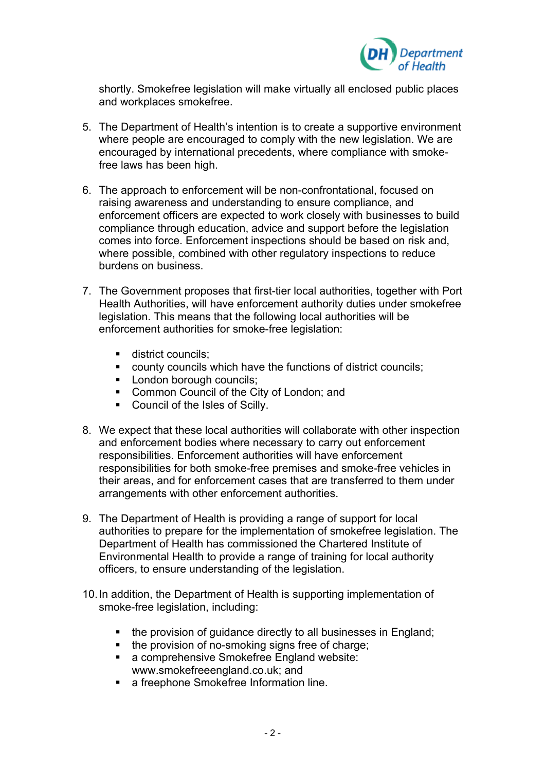shortly. Smokefree legislation will make virtually all enclosed public places and workplaces smokefree.

5. The Department of Health's intention is to create a supportive environment where people are encouraged to comply with the new legislation. We are encouraged by international precedents, where compliance with smoke-free laws has been high.

6. The approach to enforcement will be non-confrontational, focused on raising awareness and understanding to ensure compliance, and enforcement officers are expected to work closely with businesses to build compliance through education, advice and support before the legislation comes into force. Enforcement inspections should be based on risk and, where possible, combined with other regulatory inspections to reduce burdens on business.

7. The Government proposes that first-tier local authorities, together with Port Health Authorities, will have enforcement authority duties under smokefree legislation. This means that the following local authorities will be enforcement authorities for smoke-free legislation:

   - district councils;
   - county councils which have the functions of district councils;
   - London borough councils;
   - Common Council of the City of London; and
   - Council of the Isles of Scilly.

8. We expect that these local authorities will collaborate with other inspection and enforcement bodies where necessary to carry out enforcement responsibilities. Enforcement authorities will have enforcement responsibilities for both smoke-free premises and smoke-free vehicles in their areas, and for enforcement cases that are transferred to them under arrangements with other enforcement authorities.

9. The Department of Health is providing a range of support for local authorities to prepare for the implementation of smokefree legislation. The Department of Health has commissioned the Chartered Institute of Environmental Health to provide a range of training for local authority officers, to ensure understanding of the legislation.

10. In addition, the Department of Health is supporting implementation of smoke-free legislation, including:

    - the provision of guidance directly to all businesses in England;
    - the provision of no-smoking signs free of charge;
    - a comprehensive Smokefree England website: www.smokefreeengland.co.uk; and
    - a freephone Smokefree Information line.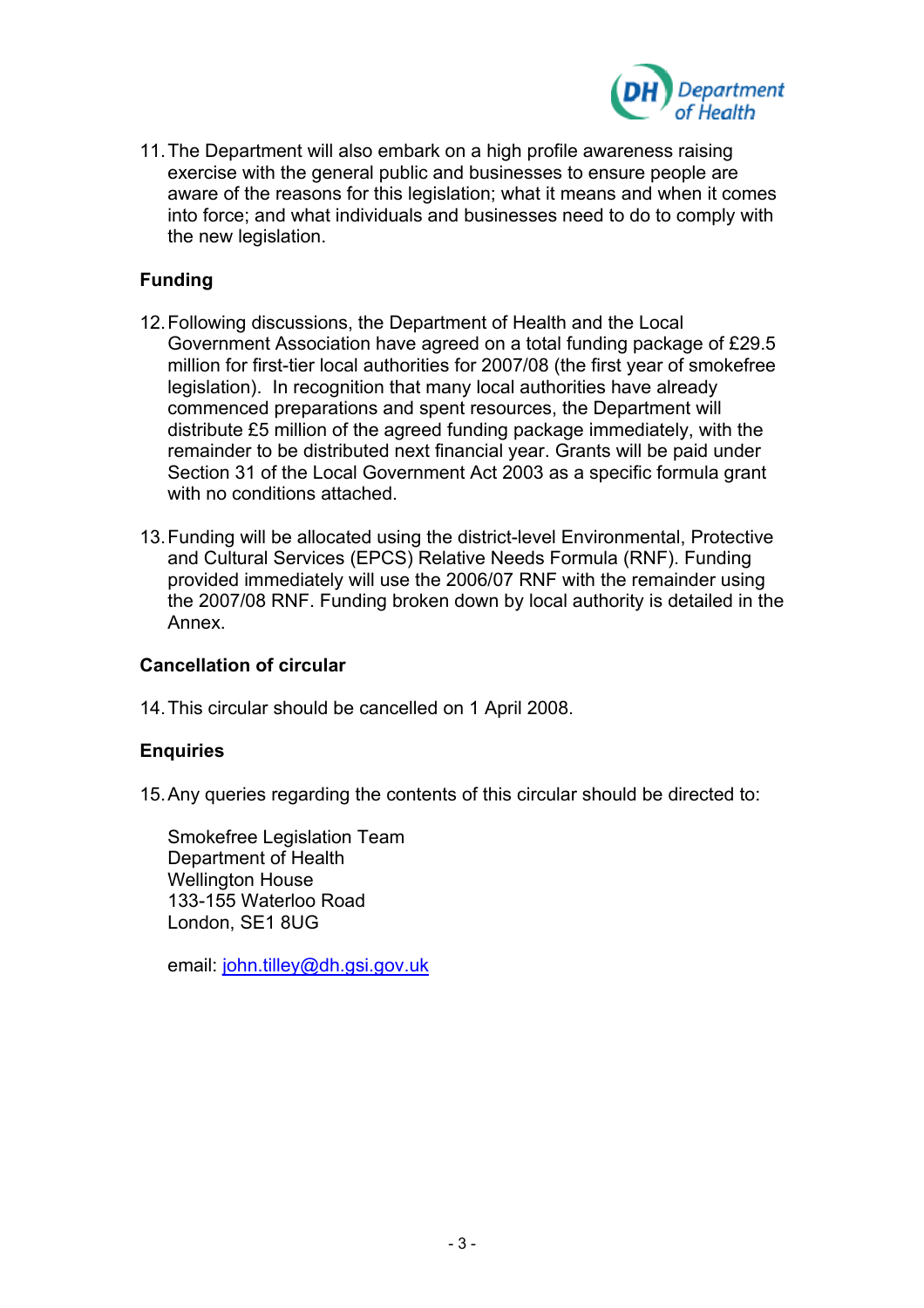11. The Department will also embark on a high profile awareness raising exercise with the general public and businesses to ensure people are aware of the reasons for this legislation; what it means and when it comes into force; and what individuals and businesses need to do to comply with the new legislation.

## Funding

12. Following discussions, the Department of Health and the Local Government Association have agreed on a total funding package of £29.5 million for first-tier local authorities for 2007/08 (the first year of smokefree legislation). In recognition that many local authorities have already commenced preparations and spent resources, the Department will distribute £5 million of the agreed funding package immediately, with the remainder to be distributed next financial year. Grants will be paid under Section 31 of the Local Government Act 2003 as a specific formula grant with no conditions attached.

13. Funding will be allocated using the district-level Environmental, Protective and Cultural Services (EPCS) Relative Needs Formula (RNF). Funding provided immediately will use the 2006/07 RNF with the remainder using the 2007/08 RNF. Funding broken down by local authority is detailed in the Annex.

## Cancellation of circular

14. This circular should be cancelled on 1 April 2008.

## Enquiries

15. Any queries regarding the contents of this circular should be directed to:

    Smokefree Legislation Team
    Department of Health
    Wellington House
    133-155 Waterloo Road
    London, SE1 8UG

    email: john.tilley@dh.gsi.gov.uk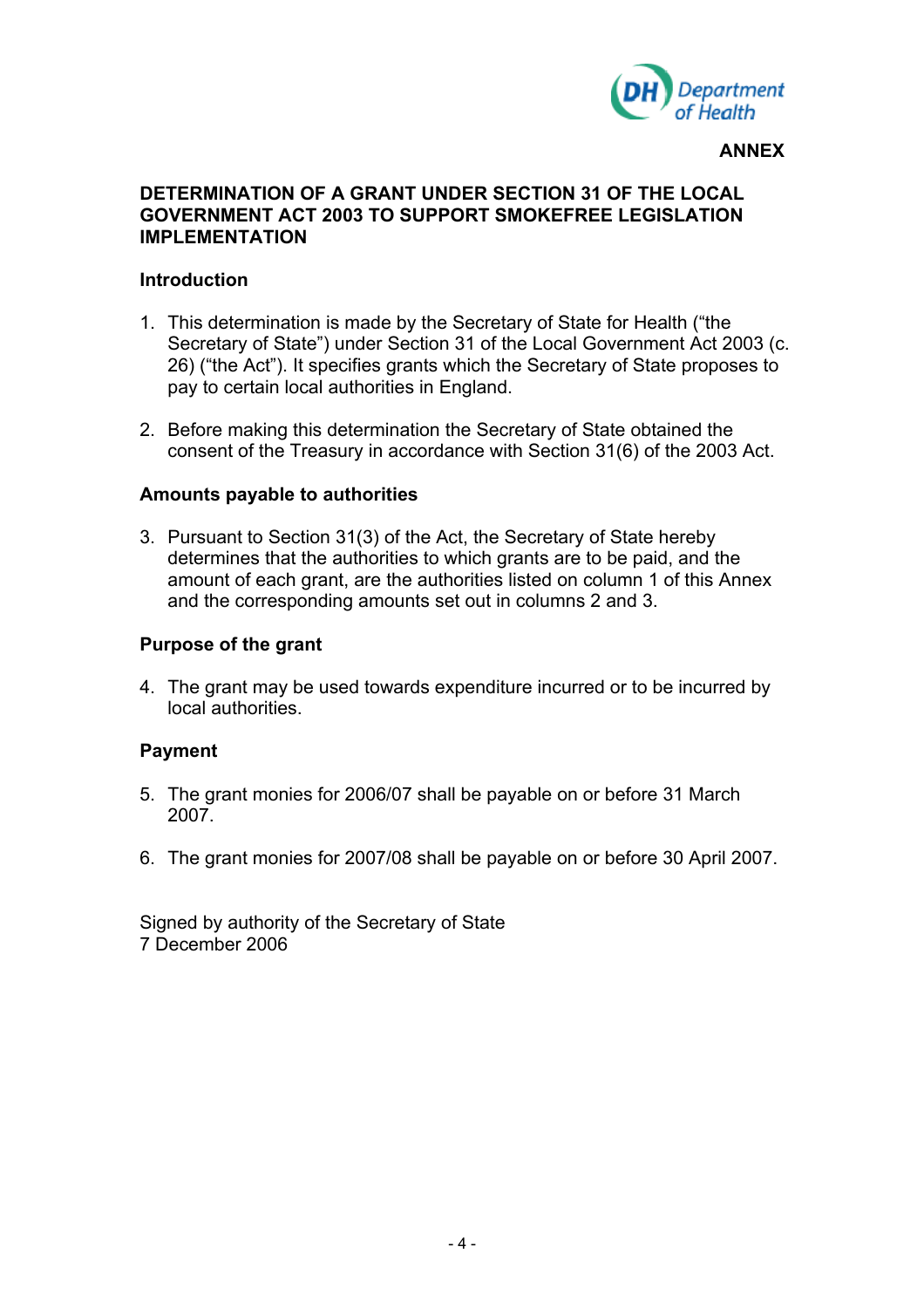**ANNEX**

## DETERMINATION OF A GRANT UNDER SECTION 31 OF THE LOCAL GOVERNMENT ACT 2003 TO SUPPORT SMOKEFREE LEGISLATION IMPLEMENTATION

### Introduction

1. This determination is made by the Secretary of State for Health ("the Secretary of State") under Section 31 of the Local Government Act 2003 (c. 26) ("the Act"). It specifies grants which the Secretary of State proposes to pay to certain local authorities in England.

2. Before making this determination the Secretary of State obtained the consent of the Treasury in accordance with Section 31(6) of the 2003 Act.

### Amounts payable to authorities

3. Pursuant to Section 31(3) of the Act, the Secretary of State hereby determines that the authorities to which grants are to be paid, and the amount of each grant, are the authorities listed on column 1 of this Annex and the corresponding amounts set out in columns 2 and 3.

### Purpose of the grant

4. The grant may be used towards expenditure incurred or to be incurred by local authorities.

### Payment

5. The grant monies for 2006/07 shall be payable on or before 31 March 2007.

6. The grant monies for 2007/08 shall be payable on or before 30 April 2007.

Signed by authority of the Secretary of State
7 December 2006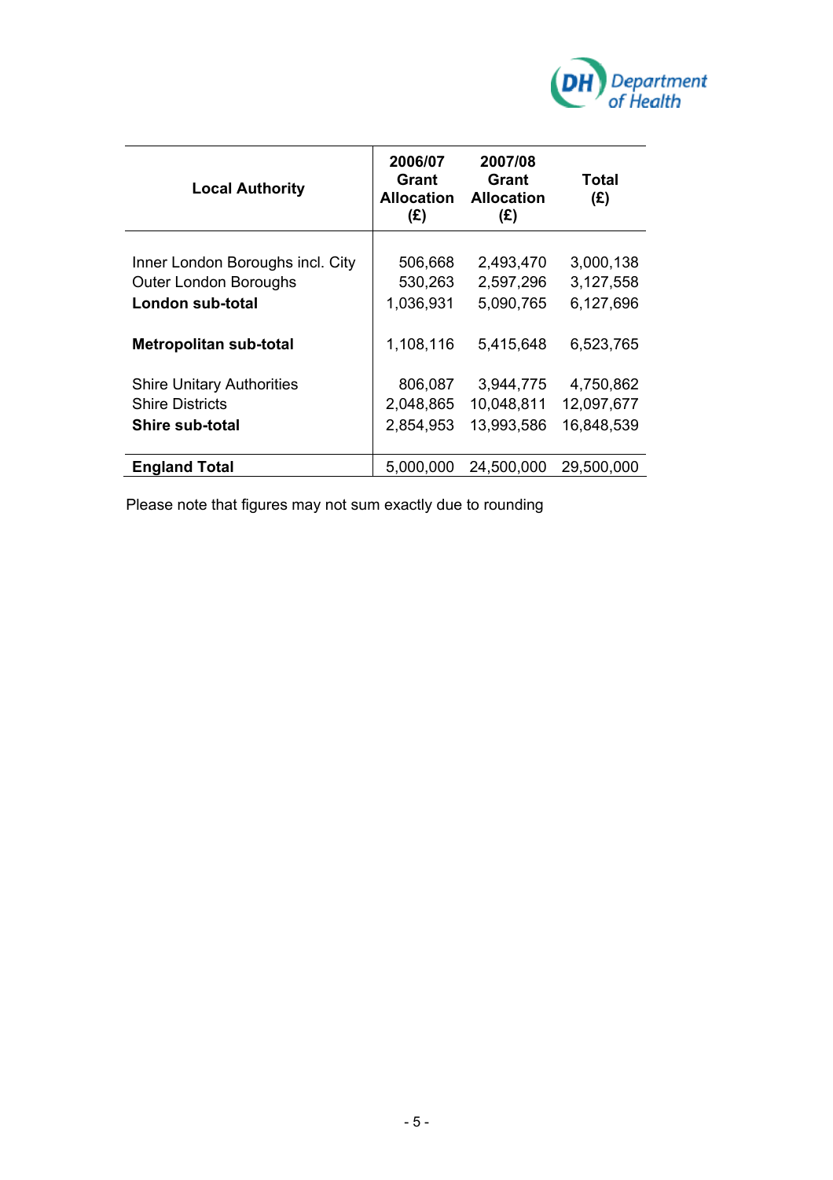| Local Authority | 2006/07 Grant Allocation (£) | 2007/08 Grant Allocation (£) | Total (£) |
|---|---|---|---|
| Inner London Boroughs incl. City | 506,668 | 2,493,470 | 3,000,138 |
| Outer London Boroughs | 530,263 | 2,597,296 | 3,127,558 |
| **London sub-total** | 1,036,931 | 5,090,765 | 6,127,696 |
| **Metropolitan sub-total** | 1,108,116 | 5,415,648 | 6,523,765 |
| Shire Unitary Authorities | 806,087 | 3,944,775 | 4,750,862 |
| Shire Districts | 2,048,865 | 10,048,811 | 12,097,677 |
| **Shire sub-total** | 2,854,953 | 13,993,586 | 16,848,539 |
| **England Total** | 5,000,000 | 24,500,000 | 29,500,000 |

Please note that figures may not sum exactly due to rounding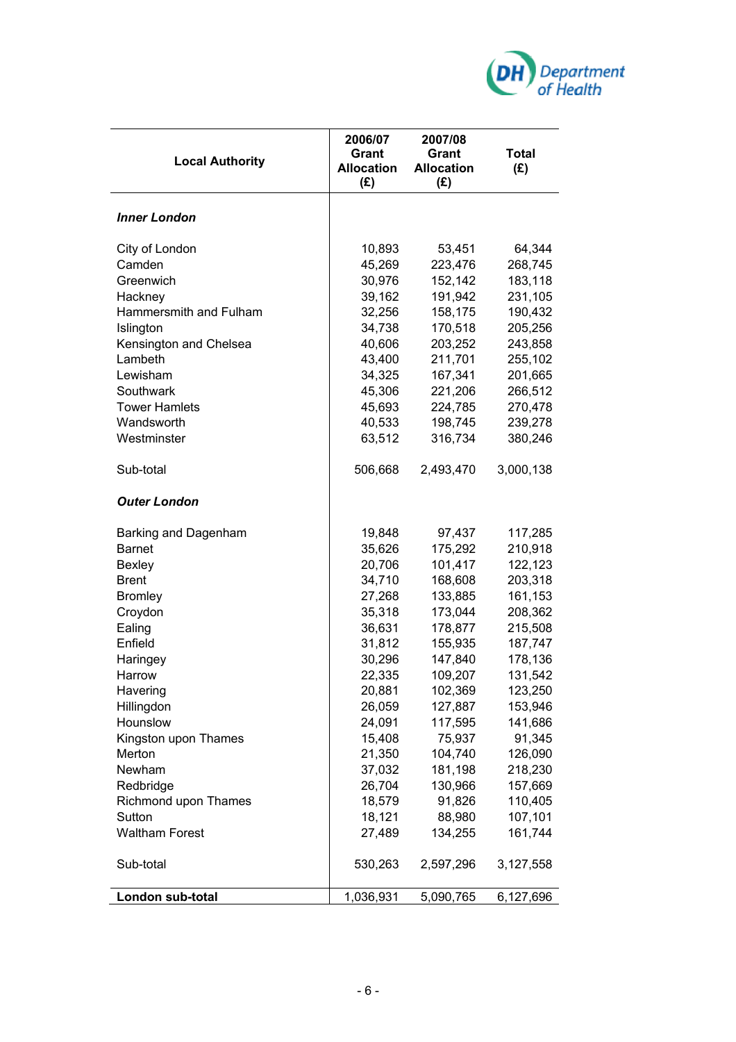| Local Authority | 2006/07 Grant Allocation (£) | 2007/08 Grant Allocation (£) | Total (£) |
|---|---|---|---|
| ***Inner London*** | | | |
| City of London | 10,893 | 53,451 | 64,344 |
| Camden | 45,269 | 223,476 | 268,745 |
| Greenwich | 30,976 | 152,142 | 183,118 |
| Hackney | 39,162 | 191,942 | 231,105 |
| Hammersmith and Fulham | 32,256 | 158,175 | 190,432 |
| Islington | 34,738 | 170,518 | 205,256 |
| Kensington and Chelsea | 40,606 | 203,252 | 243,858 |
| Lambeth | 43,400 | 211,701 | 255,102 |
| Lewisham | 34,325 | 167,341 | 201,665 |
| Southwark | 45,306 | 221,206 | 266,512 |
| Tower Hamlets | 45,693 | 224,785 | 270,478 |
| Wandsworth | 40,533 | 198,745 | 239,278 |
| Westminster | 63,512 | 316,734 | 380,246 |
| Sub-total | 506,668 | 2,493,470 | 3,000,138 |
| ***Outer London*** | | | |
| Barking and Dagenham | 19,848 | 97,437 | 117,285 |
| Barnet | 35,626 | 175,292 | 210,918 |
| Bexley | 20,706 | 101,417 | 122,123 |
| Brent | 34,710 | 168,608 | 203,318 |
| Bromley | 27,268 | 133,885 | 161,153 |
| Croydon | 35,318 | 173,044 | 208,362 |
| Ealing | 36,631 | 178,877 | 215,508 |
| Enfield | 31,812 | 155,935 | 187,747 |
| Haringey | 30,296 | 147,840 | 178,136 |
| Harrow | 22,335 | 109,207 | 131,542 |
| Havering | 20,881 | 102,369 | 123,250 |
| Hillingdon | 26,059 | 127,887 | 153,946 |
| Hounslow | 24,091 | 117,595 | 141,686 |
| Kingston upon Thames | 15,408 | 75,937 | 91,345 |
| Merton | 21,350 | 104,740 | 126,090 |
| Newham | 37,032 | 181,198 | 218,230 |
| Redbridge | 26,704 | 130,966 | 157,669 |
| Richmond upon Thames | 18,579 | 91,826 | 110,405 |
| Sutton | 18,121 | 88,980 | 107,101 |
| Waltham Forest | 27,489 | 134,255 | 161,744 |
| Sub-total | 530,263 | 2,597,296 | 3,127,558 |
| **London sub-total** | 1,036,931 | 5,090,765 | 6,127,696 |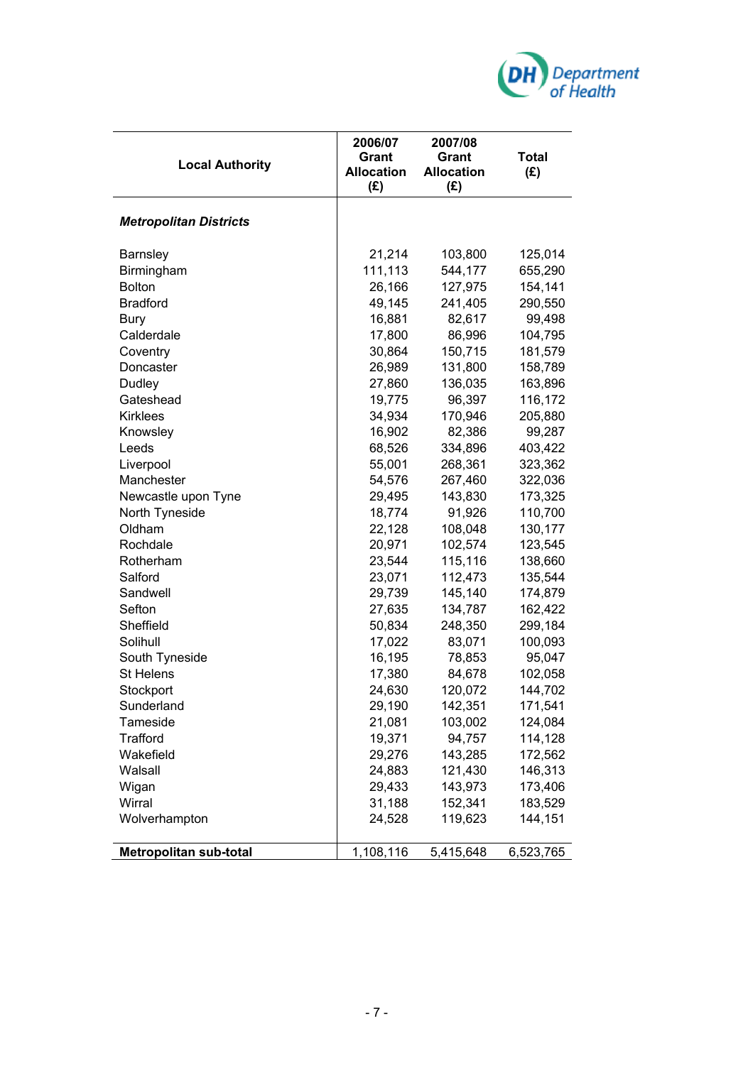| Local Authority | 2006/07 Grant Allocation (£) | 2007/08 Grant Allocation (£) | Total (£) |
|---|---|---|---|
| ***Metropolitan Districts*** | | | |
| Barnsley | 21,214 | 103,800 | 125,014 |
| Birmingham | 111,113 | 544,177 | 655,290 |
| Bolton | 26,166 | 127,975 | 154,141 |
| Bradford | 49,145 | 241,405 | 290,550 |
| Bury | 16,881 | 82,617 | 99,498 |
| Calderdale | 17,800 | 86,996 | 104,795 |
| Coventry | 30,864 | 150,715 | 181,579 |
| Doncaster | 26,989 | 131,800 | 158,789 |
| Dudley | 27,860 | 136,035 | 163,896 |
| Gateshead | 19,775 | 96,397 | 116,172 |
| Kirklees | 34,934 | 170,946 | 205,880 |
| Knowsley | 16,902 | 82,386 | 99,287 |
| Leeds | 68,526 | 334,896 | 403,422 |
| Liverpool | 55,001 | 268,361 | 323,362 |
| Manchester | 54,576 | 267,460 | 322,036 |
| Newcastle upon Tyne | 29,495 | 143,830 | 173,325 |
| North Tyneside | 18,774 | 91,926 | 110,700 |
| Oldham | 22,128 | 108,048 | 130,177 |
| Rochdale | 20,971 | 102,574 | 123,545 |
| Rotherham | 23,544 | 115,116 | 138,660 |
| Salford | 23,071 | 112,473 | 135,544 |
| Sandwell | 29,739 | 145,140 | 174,879 |
| Sefton | 27,635 | 134,787 | 162,422 |
| Sheffield | 50,834 | 248,350 | 299,184 |
| Solihull | 17,022 | 83,071 | 100,093 |
| South Tyneside | 16,195 | 78,853 | 95,047 |
| St Helens | 17,380 | 84,678 | 102,058 |
| Stockport | 24,630 | 120,072 | 144,702 |
| Sunderland | 29,190 | 142,351 | 171,541 |
| Tameside | 21,081 | 103,002 | 124,084 |
| Trafford | 19,371 | 94,757 | 114,128 |
| Wakefield | 29,276 | 143,285 | 172,562 |
| Walsall | 24,883 | 121,430 | 146,313 |
| Wigan | 29,433 | 143,973 | 173,406 |
| Wirral | 31,188 | 152,341 | 183,529 |
| Wolverhampton | 24,528 | 119,623 | 144,151 |
| **Metropolitan sub-total** | 1,108,116 | 5,415,648 | 6,523,765 |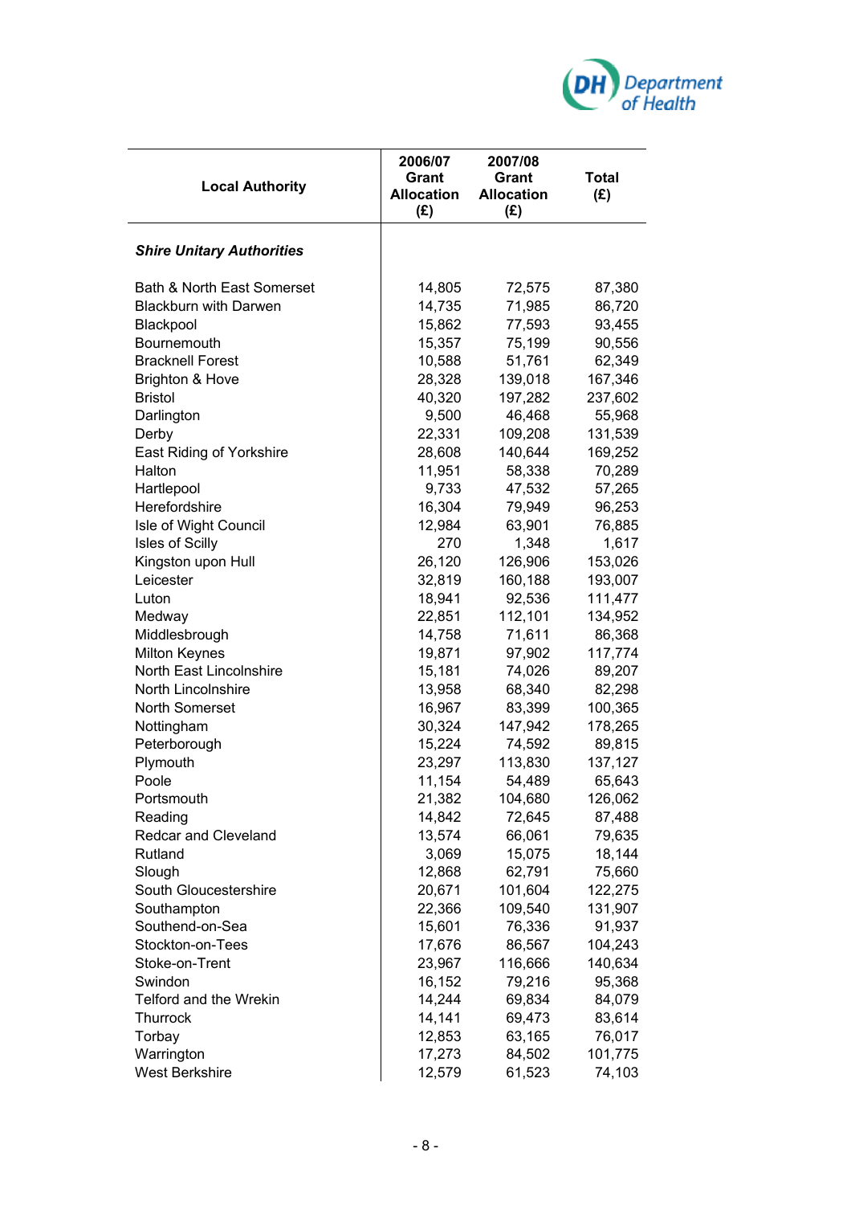| Local Authority | 2006/07 Grant Allocation (£) | 2007/08 Grant Allocation (£) | Total (£) |
|---|---|---|---|
| ***Shire Unitary Authorities*** | | | |
| Bath & North East Somerset | 14,805 | 72,575 | 87,380 |
| Blackburn with Darwen | 14,735 | 71,985 | 86,720 |
| Blackpool | 15,862 | 77,593 | 93,455 |
| Bournemouth | 15,357 | 75,199 | 90,556 |
| Bracknell Forest | 10,588 | 51,761 | 62,349 |
| Brighton & Hove | 28,328 | 139,018 | 167,346 |
| Bristol | 40,320 | 197,282 | 237,602 |
| Darlington | 9,500 | 46,468 | 55,968 |
| Derby | 22,331 | 109,208 | 131,539 |
| East Riding of Yorkshire | 28,608 | 140,644 | 169,252 |
| Halton | 11,951 | 58,338 | 70,289 |
| Hartlepool | 9,733 | 47,532 | 57,265 |
| Herefordshire | 16,304 | 79,949 | 96,253 |
| Isle of Wight Council | 12,984 | 63,901 | 76,885 |
| Isles of Scilly | 270 | 1,348 | 1,617 |
| Kingston upon Hull | 26,120 | 126,906 | 153,026 |
| Leicester | 32,819 | 160,188 | 193,007 |
| Luton | 18,941 | 92,536 | 111,477 |
| Medway | 22,851 | 112,101 | 134,952 |
| Middlesbrough | 14,758 | 71,611 | 86,368 |
| Milton Keynes | 19,871 | 97,902 | 117,774 |
| North East Lincolnshire | 15,181 | 74,026 | 89,207 |
| North Lincolnshire | 13,958 | 68,340 | 82,298 |
| North Somerset | 16,967 | 83,399 | 100,365 |
| Nottingham | 30,324 | 147,942 | 178,265 |
| Peterborough | 15,224 | 74,592 | 89,815 |
| Plymouth | 23,297 | 113,830 | 137,127 |
| Poole | 11,154 | 54,489 | 65,643 |
| Portsmouth | 21,382 | 104,680 | 126,062 |
| Reading | 14,842 | 72,645 | 87,488 |
| Redcar and Cleveland | 13,574 | 66,061 | 79,635 |
| Rutland | 3,069 | 15,075 | 18,144 |
| Slough | 12,868 | 62,791 | 75,660 |
| South Gloucestershire | 20,671 | 101,604 | 122,275 |
| Southampton | 22,366 | 109,540 | 131,907 |
| Southend-on-Sea | 15,601 | 76,336 | 91,937 |
| Stockton-on-Tees | 17,676 | 86,567 | 104,243 |
| Stoke-on-Trent | 23,967 | 116,666 | 140,634 |
| Swindon | 16,152 | 79,216 | 95,368 |
| Telford and the Wrekin | 14,244 | 69,834 | 84,079 |
| Thurrock | 14,141 | 69,473 | 83,614 |
| Torbay | 12,853 | 63,165 | 76,017 |
| Warrington | 17,273 | 84,502 | 101,775 |
| West Berkshire | 12,579 | 61,523 | 74,103 |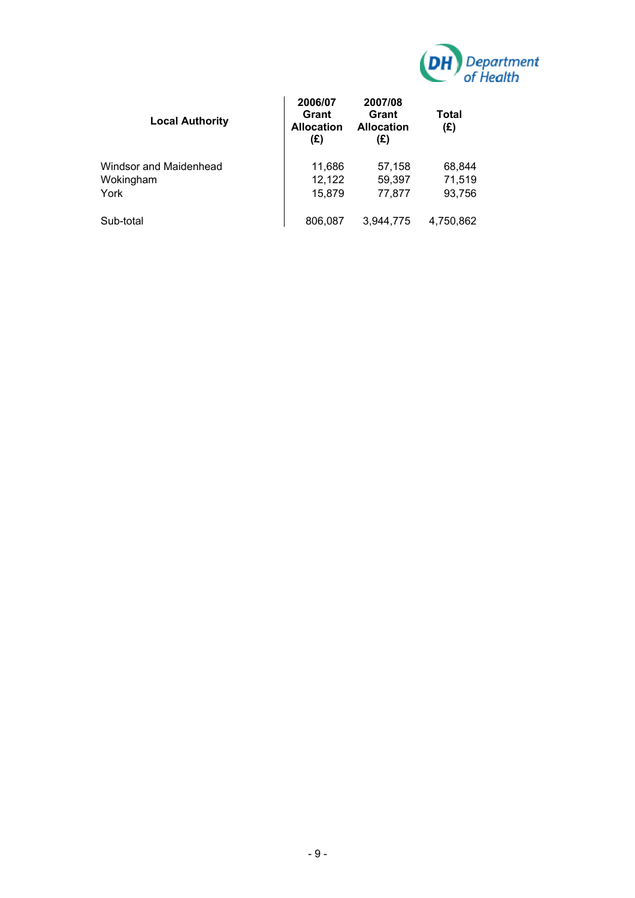| Local Authority | 2006/07 Grant Allocation (£) | 2007/08 Grant Allocation (£) | Total (£) |
|---|---|---|---|
| Windsor and Maidenhead | 11,686 | 57,158 | 68,844 |
| Wokingham | 12,122 | 59,397 | 71,519 |
| York | 15,879 | 77,877 | 93,756 |
| Sub-total | 806,087 | 3,944,775 | 4,750,862 |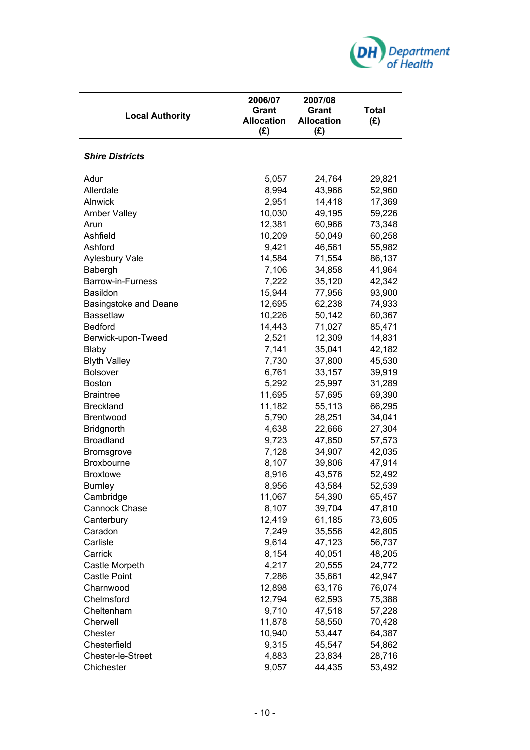| Local Authority | 2006/07 Grant Allocation (£) | 2007/08 Grant Allocation (£) | Total (£) |
|---|---|---|---|
| ***Shire Districts*** | | | |
| Adur | 5,057 | 24,764 | 29,821 |
| Allerdale | 8,994 | 43,966 | 52,960 |
| Alnwick | 2,951 | 14,418 | 17,369 |
| Amber Valley | 10,030 | 49,195 | 59,226 |
| Arun | 12,381 | 60,966 | 73,348 |
| Ashfield | 10,209 | 50,049 | 60,258 |
| Ashford | 9,421 | 46,561 | 55,982 |
| Aylesbury Vale | 14,584 | 71,554 | 86,137 |
| Babergh | 7,106 | 34,858 | 41,964 |
| Barrow-in-Furness | 7,222 | 35,120 | 42,342 |
| Basildon | 15,944 | 77,956 | 93,900 |
| Basingstoke and Deane | 12,695 | 62,238 | 74,933 |
| Bassetlaw | 10,226 | 50,142 | 60,367 |
| Bedford | 14,443 | 71,027 | 85,471 |
| Berwick-upon-Tweed | 2,521 | 12,309 | 14,831 |
| Blaby | 7,141 | 35,041 | 42,182 |
| Blyth Valley | 7,730 | 37,800 | 45,530 |
| Bolsover | 6,761 | 33,157 | 39,919 |
| Boston | 5,292 | 25,997 | 31,289 |
| Braintree | 11,695 | 57,695 | 69,390 |
| Breckland | 11,182 | 55,113 | 66,295 |
| Brentwood | 5,790 | 28,251 | 34,041 |
| Bridgnorth | 4,638 | 22,666 | 27,304 |
| Broadland | 9,723 | 47,850 | 57,573 |
| Bromsgrove | 7,128 | 34,907 | 42,035 |
| Broxbourne | 8,107 | 39,806 | 47,914 |
| Broxtowe | 8,916 | 43,576 | 52,492 |
| Burnley | 8,956 | 43,584 | 52,539 |
| Cambridge | 11,067 | 54,390 | 65,457 |
| Cannock Chase | 8,107 | 39,704 | 47,810 |
| Canterbury | 12,419 | 61,185 | 73,605 |
| Caradon | 7,249 | 35,556 | 42,805 |
| Carlisle | 9,614 | 47,123 | 56,737 |
| Carrick | 8,154 | 40,051 | 48,205 |
| Castle Morpeth | 4,217 | 20,555 | 24,772 |
| Castle Point | 7,286 | 35,661 | 42,947 |
| Charnwood | 12,898 | 63,176 | 76,074 |
| Chelmsford | 12,794 | 62,593 | 75,388 |
| Cheltenham | 9,710 | 47,518 | 57,228 |
| Cherwell | 11,878 | 58,550 | 70,428 |
| Chester | 10,940 | 53,447 | 64,387 |
| Chesterfield | 9,315 | 45,547 | 54,862 |
| Chester-le-Street | 4,883 | 23,834 | 28,716 |
| Chichester | 9,057 | 44,435 | 53,492 |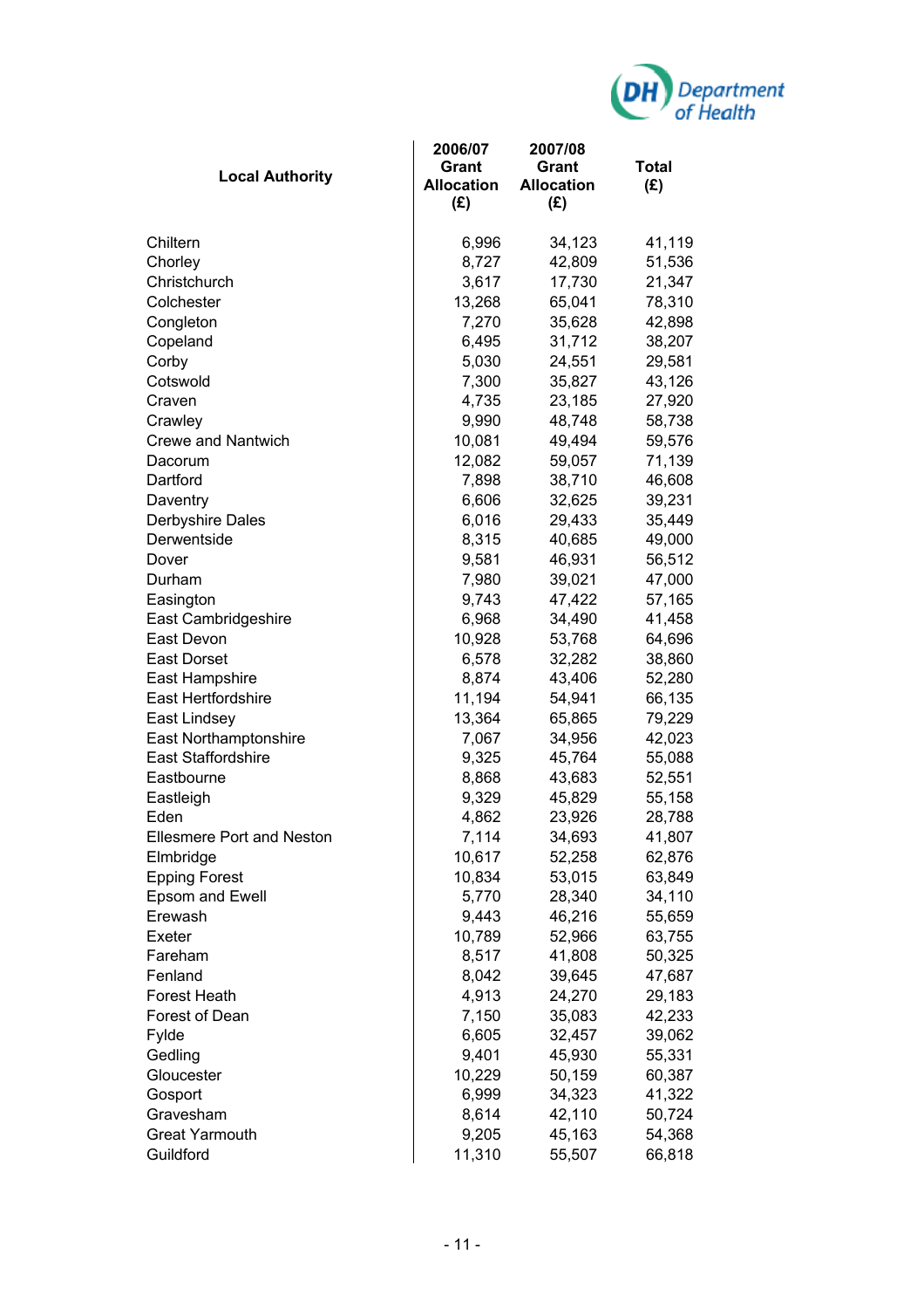| Local Authority | 2006/07 Grant Allocation (£) | 2007/08 Grant Allocation (£) | Total (£) |
|---|---|---|---|
| Chiltern | 6,996 | 34,123 | 41,119 |
| Chorley | 8,727 | 42,809 | 51,536 |
| Christchurch | 3,617 | 17,730 | 21,347 |
| Colchester | 13,268 | 65,041 | 78,310 |
| Congleton | 7,270 | 35,628 | 42,898 |
| Copeland | 6,495 | 31,712 | 38,207 |
| Corby | 5,030 | 24,551 | 29,581 |
| Cotswold | 7,300 | 35,827 | 43,126 |
| Craven | 4,735 | 23,185 | 27,920 |
| Crawley | 9,990 | 48,748 | 58,738 |
| Crewe and Nantwich | 10,081 | 49,494 | 59,576 |
| Dacorum | 12,082 | 59,057 | 71,139 |
| Dartford | 7,898 | 38,710 | 46,608 |
| Daventry | 6,606 | 32,625 | 39,231 |
| Derbyshire Dales | 6,016 | 29,433 | 35,449 |
| Derwentside | 8,315 | 40,685 | 49,000 |
| Dover | 9,581 | 46,931 | 56,512 |
| Durham | 7,980 | 39,021 | 47,000 |
| Easington | 9,743 | 47,422 | 57,165 |
| East Cambridgeshire | 6,968 | 34,490 | 41,458 |
| East Devon | 10,928 | 53,768 | 64,696 |
| East Dorset | 6,578 | 32,282 | 38,860 |
| East Hampshire | 8,874 | 43,406 | 52,280 |
| East Hertfordshire | 11,194 | 54,941 | 66,135 |
| East Lindsey | 13,364 | 65,865 | 79,229 |
| East Northamptonshire | 7,067 | 34,956 | 42,023 |
| East Staffordshire | 9,325 | 45,764 | 55,088 |
| Eastbourne | 8,868 | 43,683 | 52,551 |
| Eastleigh | 9,329 | 45,829 | 55,158 |
| Eden | 4,862 | 23,926 | 28,788 |
| Ellesmere Port and Neston | 7,114 | 34,693 | 41,807 |
| Elmbridge | 10,617 | 52,258 | 62,876 |
| Epping Forest | 10,834 | 53,015 | 63,849 |
| Epsom and Ewell | 5,770 | 28,340 | 34,110 |
| Erewash | 9,443 | 46,216 | 55,659 |
| Exeter | 10,789 | 52,966 | 63,755 |
| Fareham | 8,517 | 41,808 | 50,325 |
| Fenland | 8,042 | 39,645 | 47,687 |
| Forest Heath | 4,913 | 24,270 | 29,183 |
| Forest of Dean | 7,150 | 35,083 | 42,233 |
| Fylde | 6,605 | 32,457 | 39,062 |
| Gedling | 9,401 | 45,930 | 55,331 |
| Gloucester | 10,229 | 50,159 | 60,387 |
| Gosport | 6,999 | 34,323 | 41,322 |
| Gravesham | 8,614 | 42,110 | 50,724 |
| Great Yarmouth | 9,205 | 45,163 | 54,368 |
| Guildford | 11,310 | 55,507 | 66,818 |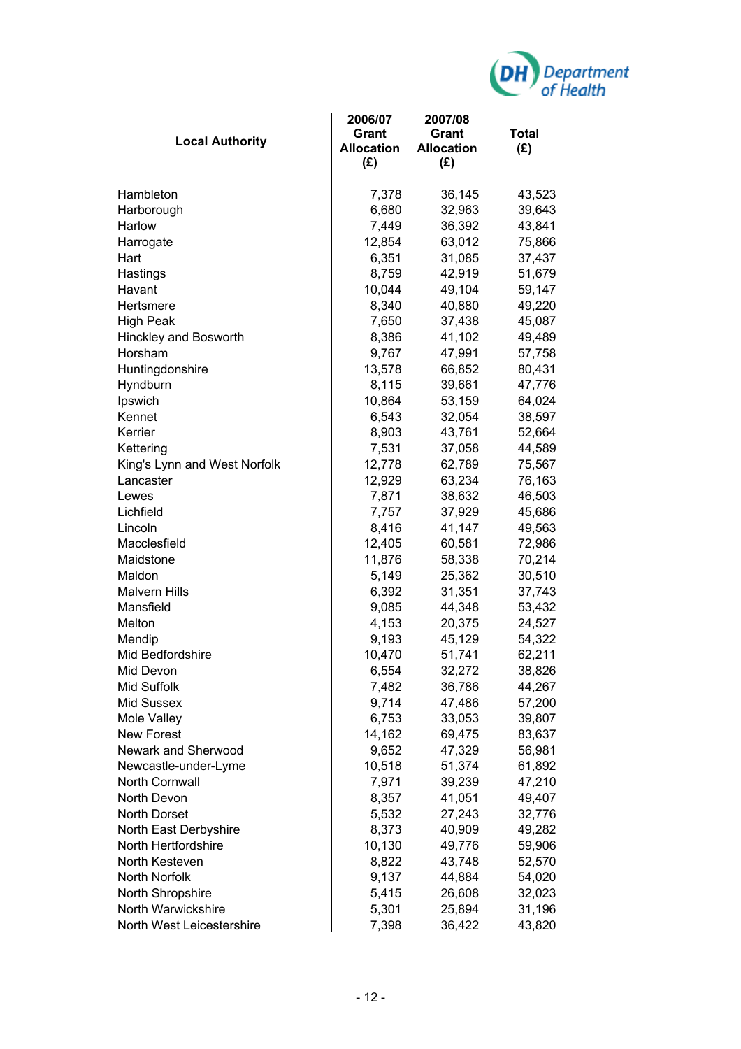| Local Authority | 2006/07 Grant Allocation (£) | 2007/08 Grant Allocation (£) | Total (£) |
|---|---|---|---|
| Hambleton | 7,378 | 36,145 | 43,523 |
| Harborough | 6,680 | 32,963 | 39,643 |
| Harlow | 7,449 | 36,392 | 43,841 |
| Harrogate | 12,854 | 63,012 | 75,866 |
| Hart | 6,351 | 31,085 | 37,437 |
| Hastings | 8,759 | 42,919 | 51,679 |
| Havant | 10,044 | 49,104 | 59,147 |
| Hertsmere | 8,340 | 40,880 | 49,220 |
| High Peak | 7,650 | 37,438 | 45,087 |
| Hinckley and Bosworth | 8,386 | 41,102 | 49,489 |
| Horsham | 9,767 | 47,991 | 57,758 |
| Huntingdonshire | 13,578 | 66,852 | 80,431 |
| Hyndburn | 8,115 | 39,661 | 47,776 |
| Ipswich | 10,864 | 53,159 | 64,024 |
| Kennet | 6,543 | 32,054 | 38,597 |
| Kerrier | 8,903 | 43,761 | 52,664 |
| Kettering | 7,531 | 37,058 | 44,589 |
| King's Lynn and West Norfolk | 12,778 | 62,789 | 75,567 |
| Lancaster | 12,929 | 63,234 | 76,163 |
| Lewes | 7,871 | 38,632 | 46,503 |
| Lichfield | 7,757 | 37,929 | 45,686 |
| Lincoln | 8,416 | 41,147 | 49,563 |
| Macclesfield | 12,405 | 60,581 | 72,986 |
| Maidstone | 11,876 | 58,338 | 70,214 |
| Maldon | 5,149 | 25,362 | 30,510 |
| Malvern Hills | 6,392 | 31,351 | 37,743 |
| Mansfield | 9,085 | 44,348 | 53,432 |
| Melton | 4,153 | 20,375 | 24,527 |
| Mendip | 9,193 | 45,129 | 54,322 |
| Mid Bedfordshire | 10,470 | 51,741 | 62,211 |
| Mid Devon | 6,554 | 32,272 | 38,826 |
| Mid Suffolk | 7,482 | 36,786 | 44,267 |
| Mid Sussex | 9,714 | 47,486 | 57,200 |
| Mole Valley | 6,753 | 33,053 | 39,807 |
| New Forest | 14,162 | 69,475 | 83,637 |
| Newark and Sherwood | 9,652 | 47,329 | 56,981 |
| Newcastle-under-Lyme | 10,518 | 51,374 | 61,892 |
| North Cornwall | 7,971 | 39,239 | 47,210 |
| North Devon | 8,357 | 41,051 | 49,407 |
| North Dorset | 5,532 | 27,243 | 32,776 |
| North East Derbyshire | 8,373 | 40,909 | 49,282 |
| North Hertfordshire | 10,130 | 49,776 | 59,906 |
| North Kesteven | 8,822 | 43,748 | 52,570 |
| North Norfolk | 9,137 | 44,884 | 54,020 |
| North Shropshire | 5,415 | 26,608 | 32,023 |
| North Warwickshire | 5,301 | 25,894 | 31,196 |
| North West Leicestershire | 7,398 | 36,422 | 43,820 |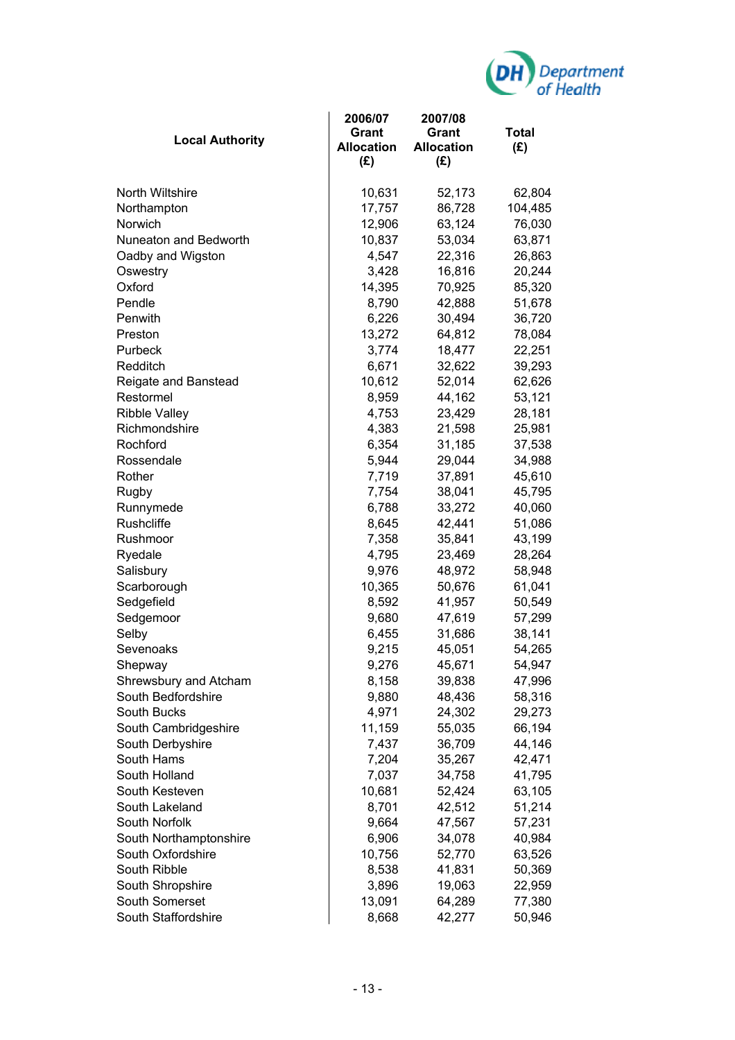| Local Authority | 2006/07 Grant Allocation (£) | 2007/08 Grant Allocation (£) | Total (£) |
|---|---|---|---|
| North Wiltshire | 10,631 | 52,173 | 62,804 |
| Northampton | 17,757 | 86,728 | 104,485 |
| Norwich | 12,906 | 63,124 | 76,030 |
| Nuneaton and Bedworth | 10,837 | 53,034 | 63,871 |
| Oadby and Wigston | 4,547 | 22,316 | 26,863 |
| Oswestry | 3,428 | 16,816 | 20,244 |
| Oxford | 14,395 | 70,925 | 85,320 |
| Pendle | 8,790 | 42,888 | 51,678 |
| Penwith | 6,226 | 30,494 | 36,720 |
| Preston | 13,272 | 64,812 | 78,084 |
| Purbeck | 3,774 | 18,477 | 22,251 |
| Redditch | 6,671 | 32,622 | 39,293 |
| Reigate and Banstead | 10,612 | 52,014 | 62,626 |
| Restormel | 8,959 | 44,162 | 53,121 |
| Ribble Valley | 4,753 | 23,429 | 28,181 |
| Richmondshire | 4,383 | 21,598 | 25,981 |
| Rochford | 6,354 | 31,185 | 37,538 |
| Rossendale | 5,944 | 29,044 | 34,988 |
| Rother | 7,719 | 37,891 | 45,610 |
| Rugby | 7,754 | 38,041 | 45,795 |
| Runnymede | 6,788 | 33,272 | 40,060 |
| Rushcliffe | 8,645 | 42,441 | 51,086 |
| Rushmoor | 7,358 | 35,841 | 43,199 |
| Ryedale | 4,795 | 23,469 | 28,264 |
| Salisbury | 9,976 | 48,972 | 58,948 |
| Scarborough | 10,365 | 50,676 | 61,041 |
| Sedgefield | 8,592 | 41,957 | 50,549 |
| Sedgemoor | 9,680 | 47,619 | 57,299 |
| Selby | 6,455 | 31,686 | 38,141 |
| Sevenoaks | 9,215 | 45,051 | 54,265 |
| Shepway | 9,276 | 45,671 | 54,947 |
| Shrewsbury and Atcham | 8,158 | 39,838 | 47,996 |
| South Bedfordshire | 9,880 | 48,436 | 58,316 |
| South Bucks | 4,971 | 24,302 | 29,273 |
| South Cambridgeshire | 11,159 | 55,035 | 66,194 |
| South Derbyshire | 7,437 | 36,709 | 44,146 |
| South Hams | 7,204 | 35,267 | 42,471 |
| South Holland | 7,037 | 34,758 | 41,795 |
| South Kesteven | 10,681 | 52,424 | 63,105 |
| South Lakeland | 8,701 | 42,512 | 51,214 |
| South Norfolk | 9,664 | 47,567 | 57,231 |
| South Northamptonshire | 6,906 | 34,078 | 40,984 |
| South Oxfordshire | 10,756 | 52,770 | 63,526 |
| South Ribble | 8,538 | 41,831 | 50,369 |
| South Shropshire | 3,896 | 19,063 | 22,959 |
| South Somerset | 13,091 | 64,289 | 77,380 |
| South Staffordshire | 8,668 | 42,277 | 50,946 |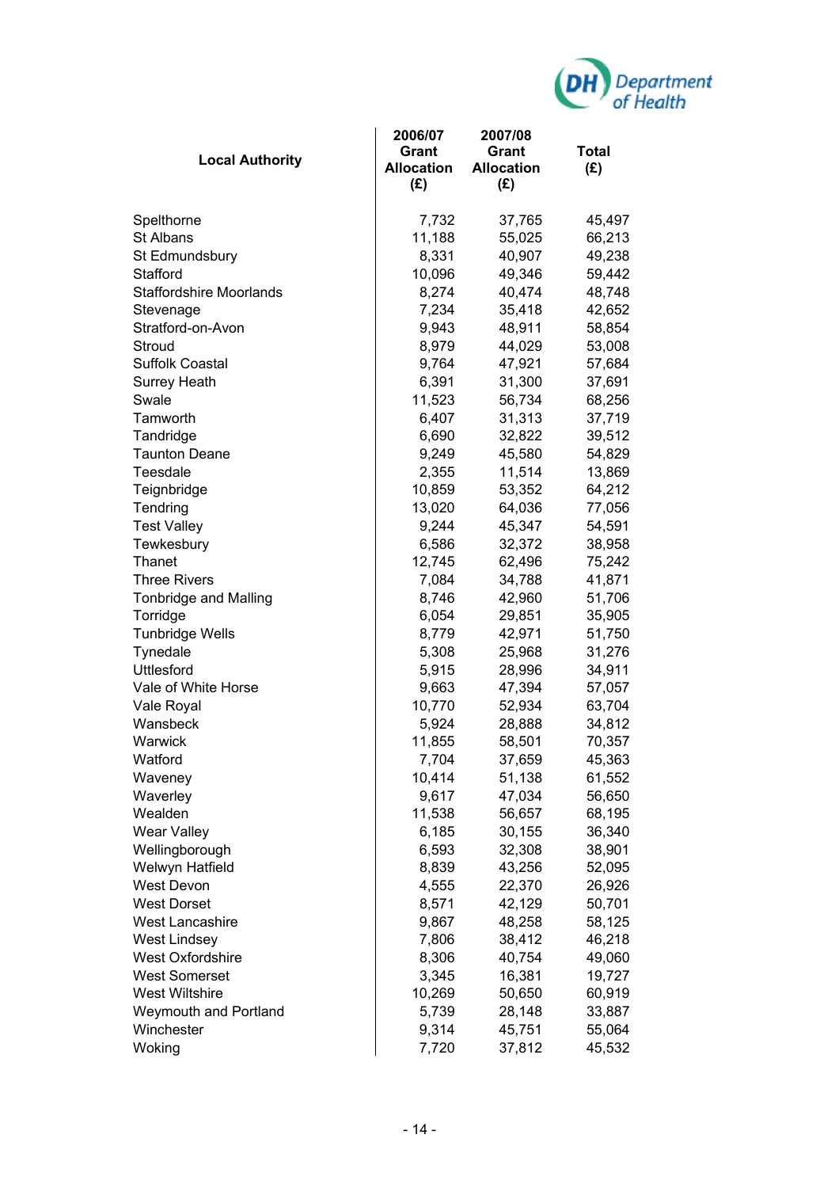| Local Authority | 2006/07 Grant Allocation (£) | 2007/08 Grant Allocation (£) | Total (£) |
|---|---|---|---|
| Spelthorne | 7,732 | 37,765 | 45,497 |
| St Albans | 11,188 | 55,025 | 66,213 |
| St Edmundsbury | 8,331 | 40,907 | 49,238 |
| Stafford | 10,096 | 49,346 | 59,442 |
| Staffordshire Moorlands | 8,274 | 40,474 | 48,748 |
| Stevenage | 7,234 | 35,418 | 42,652 |
| Stratford-on-Avon | 9,943 | 48,911 | 58,854 |
| Stroud | 8,979 | 44,029 | 53,008 |
| Suffolk Coastal | 9,764 | 47,921 | 57,684 |
| Surrey Heath | 6,391 | 31,300 | 37,691 |
| Swale | 11,523 | 56,734 | 68,256 |
| Tamworth | 6,407 | 31,313 | 37,719 |
| Tandridge | 6,690 | 32,822 | 39,512 |
| Taunton Deane | 9,249 | 45,580 | 54,829 |
| Teesdale | 2,355 | 11,514 | 13,869 |
| Teignbridge | 10,859 | 53,352 | 64,212 |
| Tendring | 13,020 | 64,036 | 77,056 |
| Test Valley | 9,244 | 45,347 | 54,591 |
| Tewkesbury | 6,586 | 32,372 | 38,958 |
| Thanet | 12,745 | 62,496 | 75,242 |
| Three Rivers | 7,084 | 34,788 | 41,871 |
| Tonbridge and Malling | 8,746 | 42,960 | 51,706 |
| Torridge | 6,054 | 29,851 | 35,905 |
| Tunbridge Wells | 8,779 | 42,971 | 51,750 |
| Tynedale | 5,308 | 25,968 | 31,276 |
| Uttlesford | 5,915 | 28,996 | 34,911 |
| Vale of White Horse | 9,663 | 47,394 | 57,057 |
| Vale Royal | 10,770 | 52,934 | 63,704 |
| Wansbeck | 5,924 | 28,888 | 34,812 |
| Warwick | 11,855 | 58,501 | 70,357 |
| Watford | 7,704 | 37,659 | 45,363 |
| Waveney | 10,414 | 51,138 | 61,552 |
| Waverley | 9,617 | 47,034 | 56,650 |
| Wealden | 11,538 | 56,657 | 68,195 |
| Wear Valley | 6,185 | 30,155 | 36,340 |
| Wellingborough | 6,593 | 32,308 | 38,901 |
| Welwyn Hatfield | 8,839 | 43,256 | 52,095 |
| West Devon | 4,555 | 22,370 | 26,926 |
| West Dorset | 8,571 | 42,129 | 50,701 |
| West Lancashire | 9,867 | 48,258 | 58,125 |
| West Lindsey | 7,806 | 38,412 | 46,218 |
| West Oxfordshire | 8,306 | 40,754 | 49,060 |
| West Somerset | 3,345 | 16,381 | 19,727 |
| West Wiltshire | 10,269 | 50,650 | 60,919 |
| Weymouth and Portland | 5,739 | 28,148 | 33,887 |
| Winchester | 9,314 | 45,751 | 55,064 |
| Woking | 7,720 | 37,812 | 45,532 |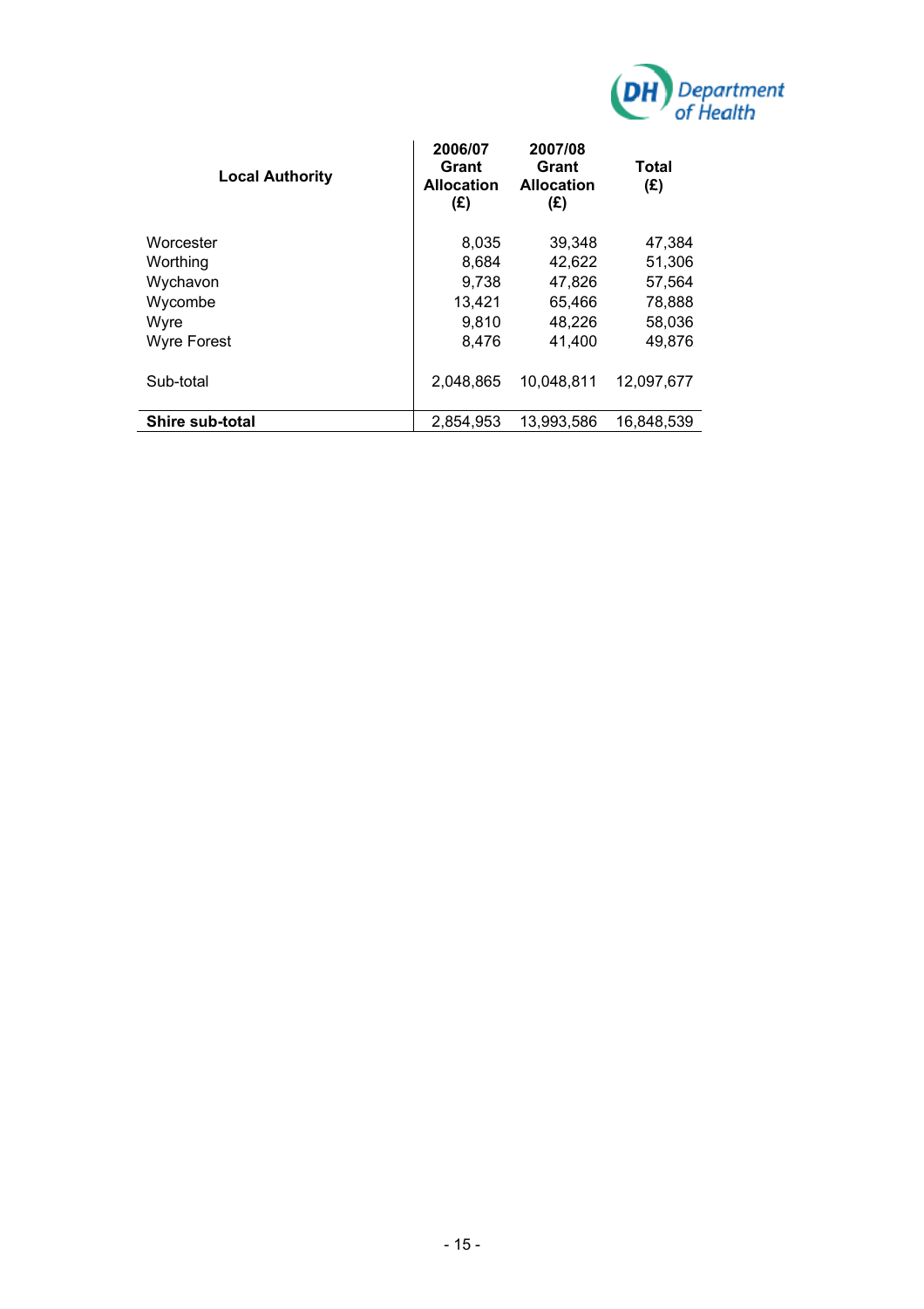| Local Authority | 2006/07 Grant Allocation (£) | 2007/08 Grant Allocation (£) | Total (£) |
|---|---|---|---|
| Worcester | 8,035 | 39,348 | 47,384 |
| Worthing | 8,684 | 42,622 | 51,306 |
| Wychavon | 9,738 | 47,826 | 57,564 |
| Wycombe | 13,421 | 65,466 | 78,888 |
| Wyre | 9,810 | 48,226 | 58,036 |
| Wyre Forest | 8,476 | 41,400 | 49,876 |
| Sub-total | 2,048,865 | 10,048,811 | 12,097,677 |
| **Shire sub-total** | 2,854,953 | 13,993,586 | 16,848,539 |